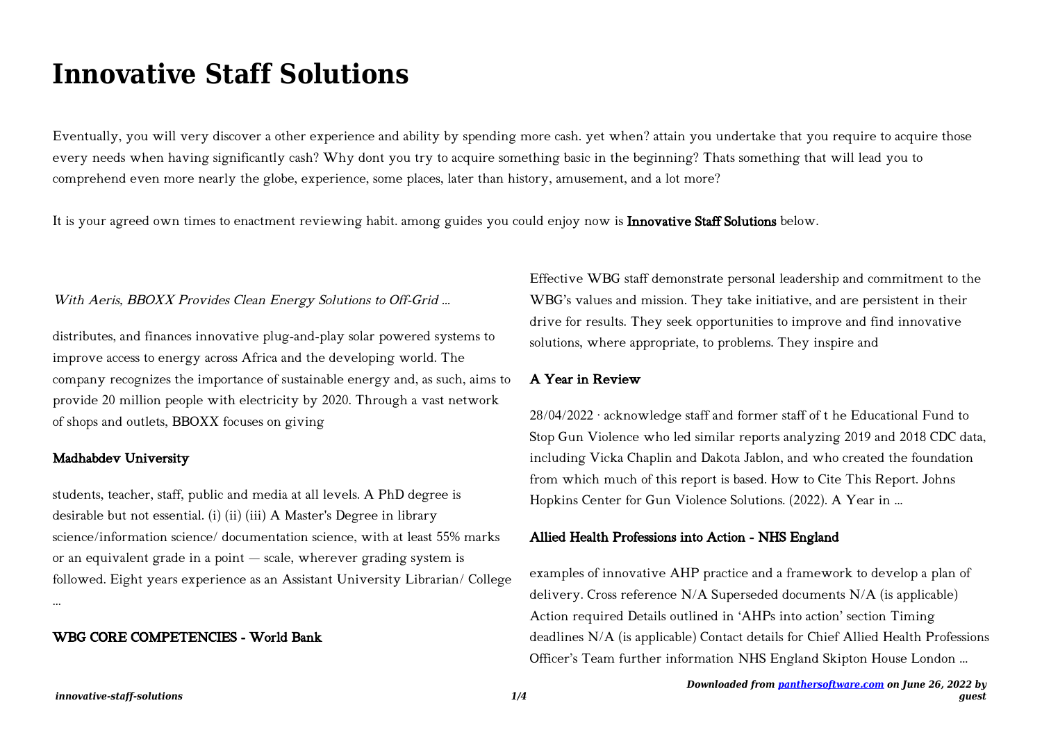# Innovative Staff Solutions

Eventually, you will very discover a other experience and ability by spending more cash. yet when? attain you undertake that you require to acquire those every needs when having significantly cash? Why dont you try to acquire something basic in the beginning? Thats something that will lead you to comprehend even more nearly the globe, experience, some places, later than history, amusement, and a lot more?

It is your agreed own times to enactment reviewing habit. among guides you could enjoy now is **Innovative Staff Solutions** below.

### *With Aeris, BBOXX Provides Clean Energy Solutions to Off-Grid ...*

distributes, and finances innovative plug-and-play solar powered systems to improve access to energy across Africa and the developing world. The company recognizes the importance of sustainable energy and, as such, aims to provide 20 million people with electricity by 2020. Through a vast network of shops and outlets, BBOXX focuses on giving

### Madhabdev University

students, teacher, staff, public and media at all levels. A PhD degree is desirable but not essential. (i) (ii) (iii) A Master's Degree in library science/information science/ documentation science, with at least 55% marks or an equivalent grade in a point — scale, wherever grading system is followed. Eight years experience as an Assistant University Librarian/ College ...

### WBG CORE COMPETENCIES - World Bank

Effective WBG staff demonstrate personal leadership and commitment to the WBG's values and mission. They take initiative, and are persistent in their drive for results. They seek opportunities to improve and find innovative solutions, where appropriate, to problems. They inspire and

### A Year in Review

28/04/2022 · acknowledge staff and former staff of t he Educational Fund to Stop Gun Violence who led similar reports analyzing 2019 and 2018 CDC data, including Vicka Chaplin and Dakota Jablon, and who created the foundation from which much of this report is based. How to Cite This Report. Johns Hopkins Center for Gun Violence Solutions. (2022). A Year in ...

### Allied Health Professions into Action - NHS England

examples of innovative AHP practice and a framework to develop a plan of delivery. Cross reference N/A Superseded documents N/A (is applicable) Action required Details outlined in 'AHPs into action' section Timing deadlines N/A (is applicable) Contact details for Chief Allied Health Professions Officer's Team further information NHS England Skipton House London ...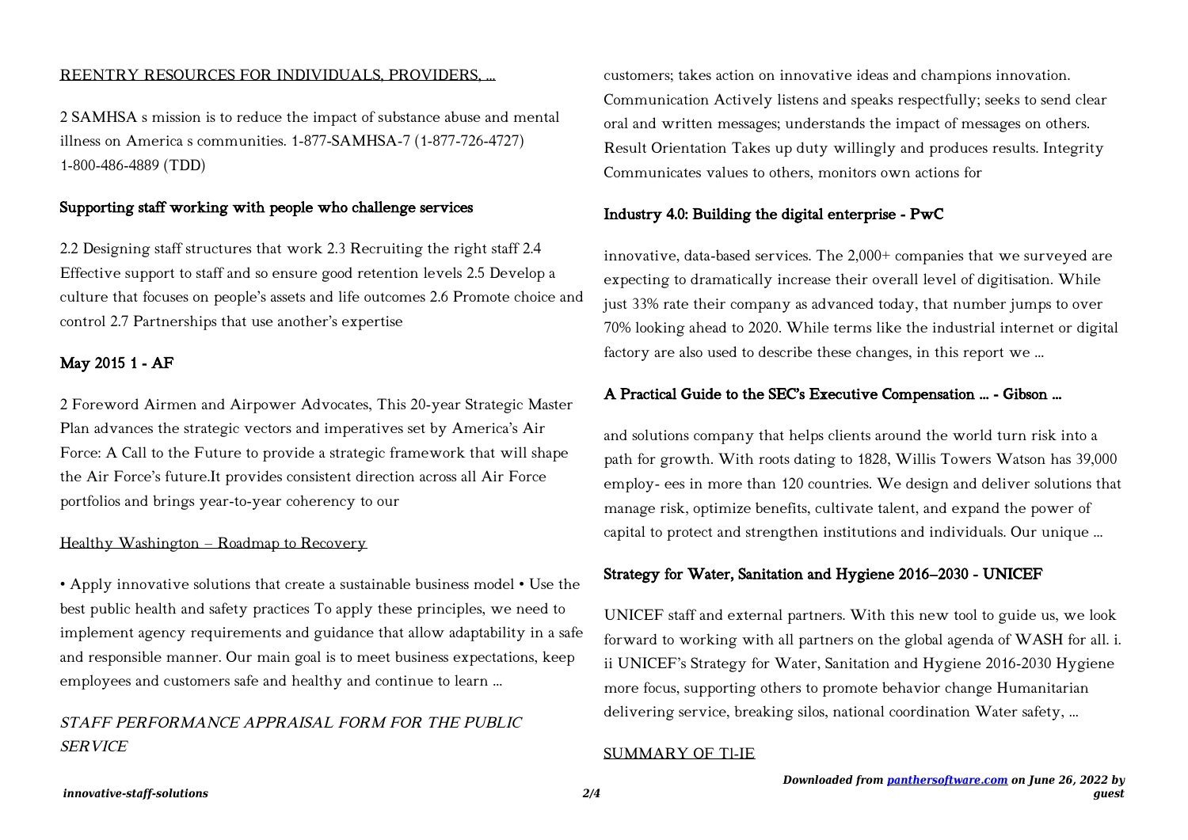## REENTRY RESOURCES FOR INDIVIDUALS, PROVIDERS, ...

2 SAMHSA s mission is to reduce the impact of substance abuse and mental illness on America s communities. 1-877-SAMHSA-7 (1-877-726-4727) 1-800-486-4889 (TDD)

## Supporting staff working with people who challenge services

2.2 Designing staff structures that work 2.3 Recruiting the right staff 2.4 Effective support to staff and so ensure good retention levels 2.5 Develop a culture that focuses on people's assets and life outcomes 2.6 Promote choice and control 2.7 Partnerships that use another's expertise

## May 2015 1 - AF

2 Foreword Airmen and Airpower Advocates, This 20-year Strategic Master Plan advances the strategic vectors and imperatives set by America's Air Force: A Call to the Future to provide a strategic framework that will shape the Air Force's future.It provides consistent direction across all Air Force portfolios and brings year-to-year coherency to our

## Healthy Washington – Roadmap to Recovery

• Apply innovative solutions that create a sustainable business model • Use the best public health and safety practices To apply these principles, we need to implement agency requirements and guidance that allow adaptability in a safe and responsible manner. Our main goal is to meet business expectations, keep employees and customers safe and healthy and continue to learn ...

## *STAFF PERFORMANCE APPRAISAL FORM FOR THE PUBLIC SERVICE*

customers; takes action on innovative ideas and champions innovation. Communication Actively listens and speaks respectfully; seeks to send clear oral and written messages; understands the impact of messages on others. Result Orientation Takes up duty willingly and produces results. Integrity Communicates values to others, monitors own actions for

## Industry 4.0: Building the digital enterprise - PwC

innovative, data-based services. The 2,000+ companies that we surveyed are expecting to dramatically increase their overall level of digitisation. While just 33% rate their company as advanced today, that number jumps to over 70% looking ahead to 2020. While terms like the industrial internet or digital factory are also used to describe these changes, in this report we ...

## A Practical Guide to the SEC's Executive Compensation ... - Gibson ...

and solutions company that helps clients around the world turn risk into a path for growth. With roots dating to 1828, Willis Towers Watson has 39,000 employ- ees in more than 120 countries. We design and deliver solutions that manage risk, optimize benefits, cultivate talent, and expand the power of capital to protect and strengthen institutions and individuals. Our unique ...

## Strategy for Water, Sanitation and Hygiene 2016–2030 - UNICEF

UNICEF staff and external partners. With this new tool to guide us, we look forward to working with all partners on the global agenda of WASH for all. i. ii UNICEF's Strategy for Water, Sanitation and Hygiene 2016-2030 Hygiene more focus, supporting others to promote behavior change Humanitarian delivering service, breaking silos, national coordination Water safety, ...

## SUMMARY OF Tl-IE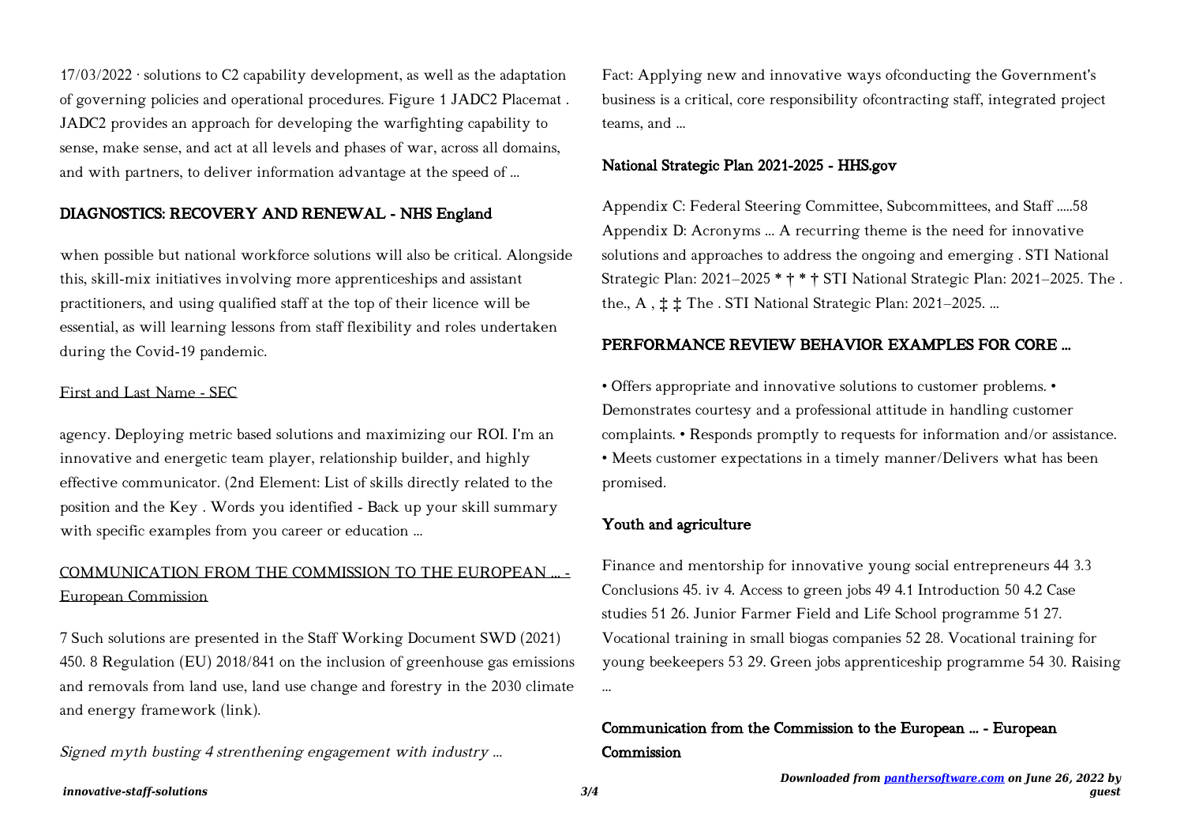17/03/2022 · solutions to C2 capability development, as well as the adaptation of governing policies and operational procedures. Figure 1 JADC2 Placemat . JADC2 provides an approach for developing the warfighting capability to sense, make sense, and act at all levels and phases of war, across all domains, and with partners, to deliver information advantage at the speed of ...

## DIAGNOSTICS: RECOVERY AND RENEWAL - NHS England

when possible but national workforce solutions will also be critical. Alongside this, skill-mix initiatives involving more apprenticeships and assistant practitioners, and using qualified staff at the top of their licence will be essential, as will learning lessons from staff flexibility and roles undertaken during the Covid-19 pandemic.

## First and Last Name - SEC

agency. Deploying metric based solutions and maximizing our ROI. I'm an innovative and energetic team player, relationship builder, and highly effective communicator. (2nd Element: List of skills directly related to the position and the Key . Words you identified - Back up your skill summary with specific examples from you career or education ...

## COMMUNICATION FROM THE COMMISSION TO THE EUROPEAN ... - European Commission

7 Such solutions are presented in the Staff Working Document SWD (2021) 450. 8 Regulation (EU) 2018/841 on the inclusion of greenhouse gas emissions and removals from land use, land use change and forestry in the 2030 climate and energy framework (link).

## *Signed myth busting 4 strenthening engagement with industry ...*

Fact: Applying new and innovative ways ofconducting the Government's business is a critical, core responsibility ofcontracting staff, integrated project teams, and ...

## National Strategic Plan 2021-2025 - HHS.gov

Appendix C: Federal Steering Committee, Subcommittees, and Staff .....58 Appendix D: Acronyms ... A recurring theme is the need for innovative solutions and approaches to address the ongoing and emerging . STI National Strategic Plan: 2021–2025 * † * † STI National Strategic Plan: 2021–2025. The . the., A , ‡ ‡ The . STI National Strategic Plan: 2021–2025. ...

## PERFORMANCE REVIEW BEHAVIOR EXAMPLES FOR CORE ...

• Offers appropriate and innovative solutions to customer problems. • Demonstrates courtesy and a professional attitude in handling customer complaints. • Responds promptly to requests for information and/or assistance. • Meets customer expectations in a timely manner/Delivers what has been promised.

## Youth and agriculture

Finance and mentorship for innovative young social entrepreneurs 44 3.3 Conclusions 45. iv 4. Access to green jobs 49 4.1 Introduction 50 4.2 Case studies 51 26. Junior Farmer Field and Life School programme 51 27. Vocational training in small biogas companies 52 28. Vocational training for young beekeepers 53 29. Green jobs apprenticeship programme 54 30. Raising ...

## Communication from the Commission to the European ... - European Commission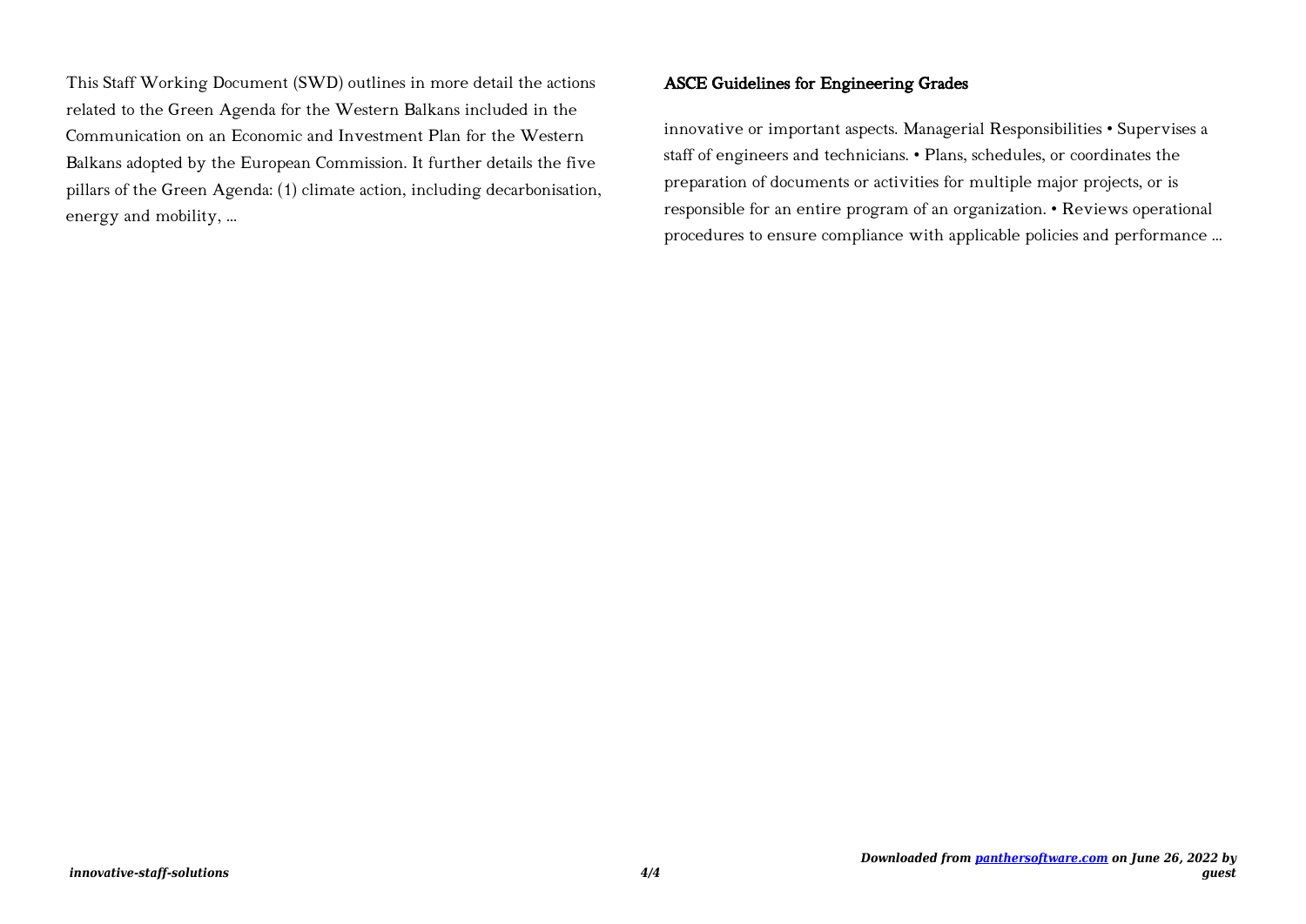This Staff Working Document (SWD) outlines in more detail the actions related to the Green Agenda for the Western Balkans included in the Communication on an Economic and Investment Plan for the Western Balkans adopted by the European Commission. It further details the five pillars of the Green Agenda: (1) climate action, including decarbonisation, energy and mobility, ...

### ASCE Guidelines for Engineering Grades

innovative or important aspects. Managerial Responsibilities • Supervises a staff of engineers and technicians. • Plans, schedules, or coordinates the preparation of documents or activities for multiple major projects, or is responsible for an entire program of an organization. • Reviews operational procedures to ensure compliance with applicable policies and performance ...